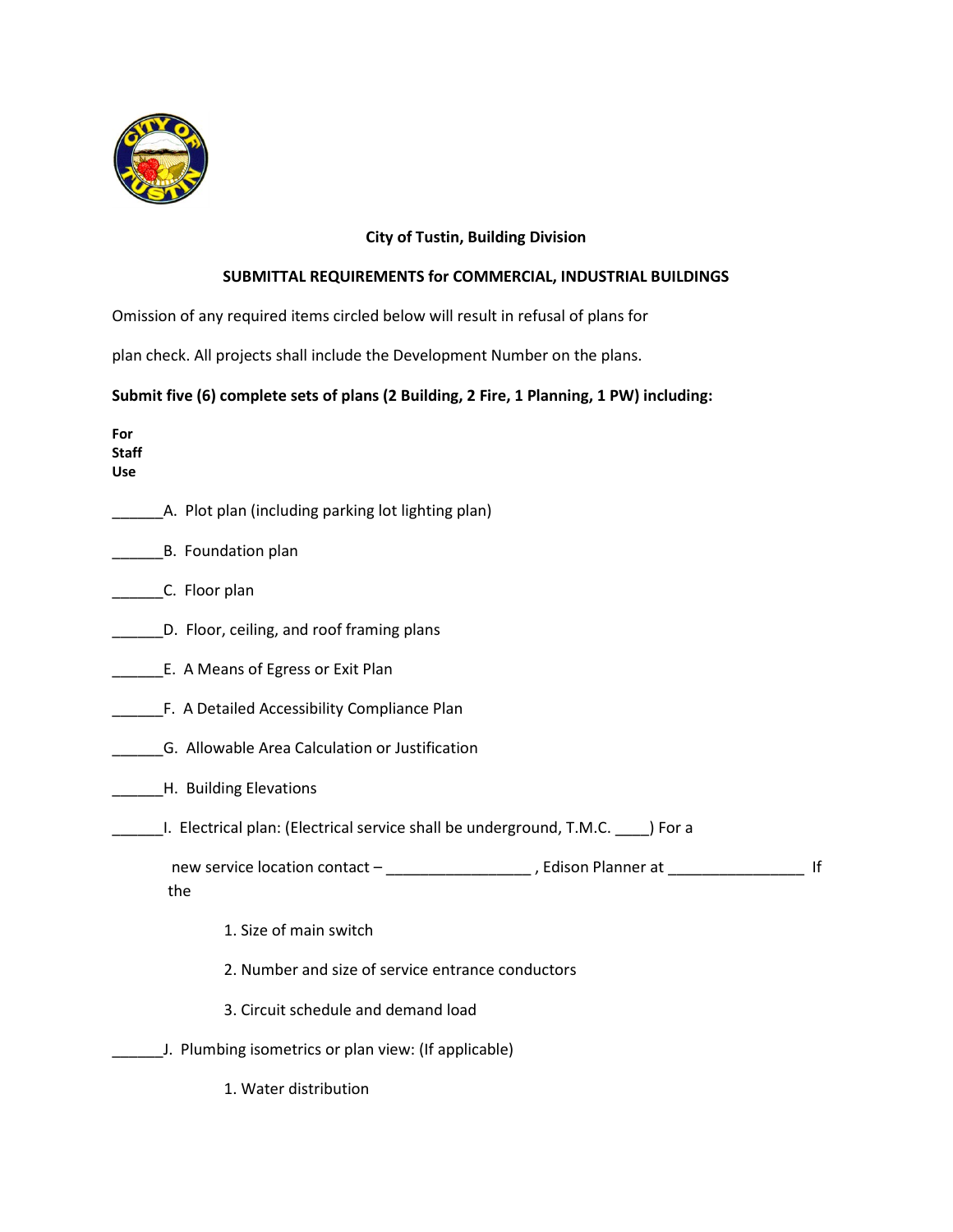**City of Tustin, Building Division**

**SUBMITTAL REQUIREMENTS for COMMERCIAL, INDUSTRIAL BUILDINGS**

Omission of any required items circled below will result in refusal of plans for

plan check. All projects shall include the Development Number on the plans.

**Submit five (6) complete sets of plans (2 Building, 2 Fire, 1 Planning, 1 PW) including:**

**For Staff Use**

______A. Plot plan (including parking lot lighting plan)

______B. Foundation plan

______C. Floor plan

______D. Floor, ceiling, and roof framing plans

______E. A Means of Egress or Exit Plan

______F. A Detailed Accessibility Compliance Plan

______G. Allowable Area Calculation or Justification

______H. Building Elevations

______I. Electrical plan: (Electrical service shall be underground, T.M.C. ____) For a

new service location contact – _________________ , Edison Planner at ________________ If the

1. Size of main switch
2. Number and size of service entrance conductors
3. Circuit schedule and demand load

______J. Plumbing isometrics or plan view: (If applicable)

1. Water distribution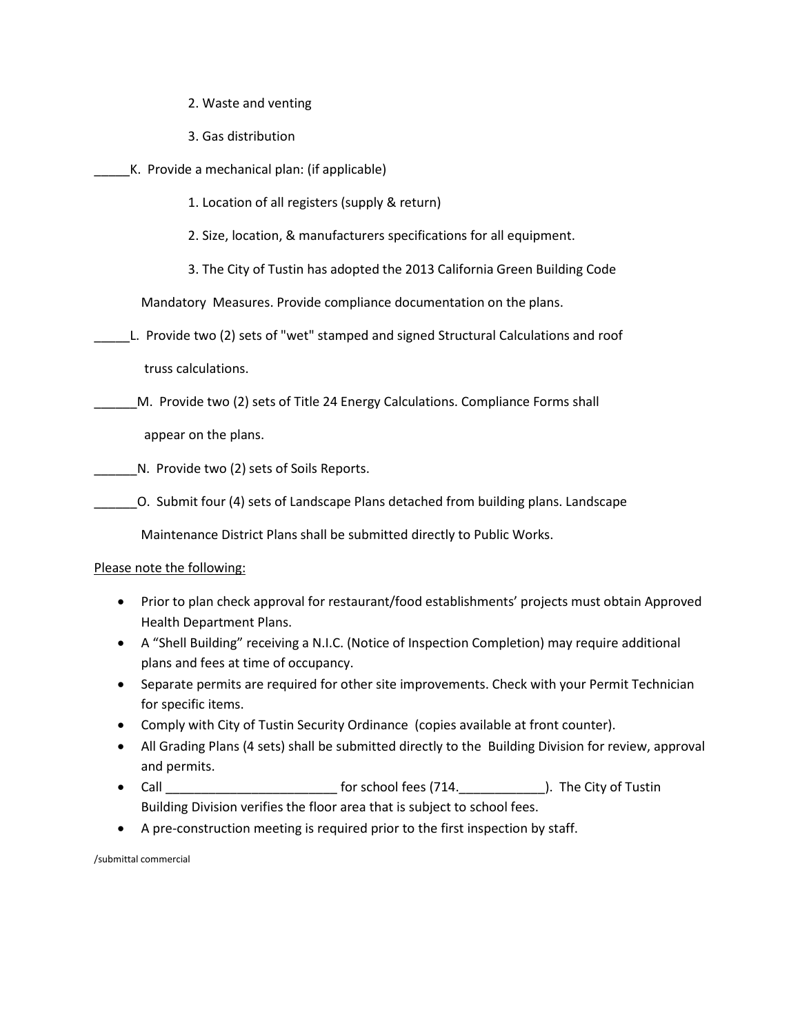2. Waste and venting

3. Gas distribution

_____K. Provide a mechanical plan: (if applicable)

1. Location of all registers (supply & return)

2. Size, location, & manufacturers specifications for all equipment.

3. The City of Tustin has adopted the 2013 California Green Building Code Mandatory Measures. Provide compliance documentation on the plans.

_____L. Provide two (2) sets of "wet" stamped and signed Structural Calculations and roof truss calculations.

______M. Provide two (2) sets of Title 24 Energy Calculations. Compliance Forms shall appear on the plans.

______N. Provide two (2) sets of Soils Reports.

______O. Submit four (4) sets of Landscape Plans detached from building plans. Landscape Maintenance District Plans shall be submitted directly to Public Works.

Please note the following:

- Prior to plan check approval for restaurant/food establishments' projects must obtain Approved Health Department Plans.
- A "Shell Building" receiving a N.I.C. (Notice of Inspection Completion) may require additional plans and fees at time of occupancy.
- Separate permits are required for other site improvements. Check with your Permit Technician for specific items.
- Comply with City of Tustin Security Ordinance (copies available at front counter).
- All Grading Plans (4 sets) shall be submitted directly to the Building Division for review, approval and permits.
- Call ________________________ for school fees (714.____________). The City of Tustin Building Division verifies the floor area that is subject to school fees.
- A pre-construction meeting is required prior to the first inspection by staff.

/submittal commercial